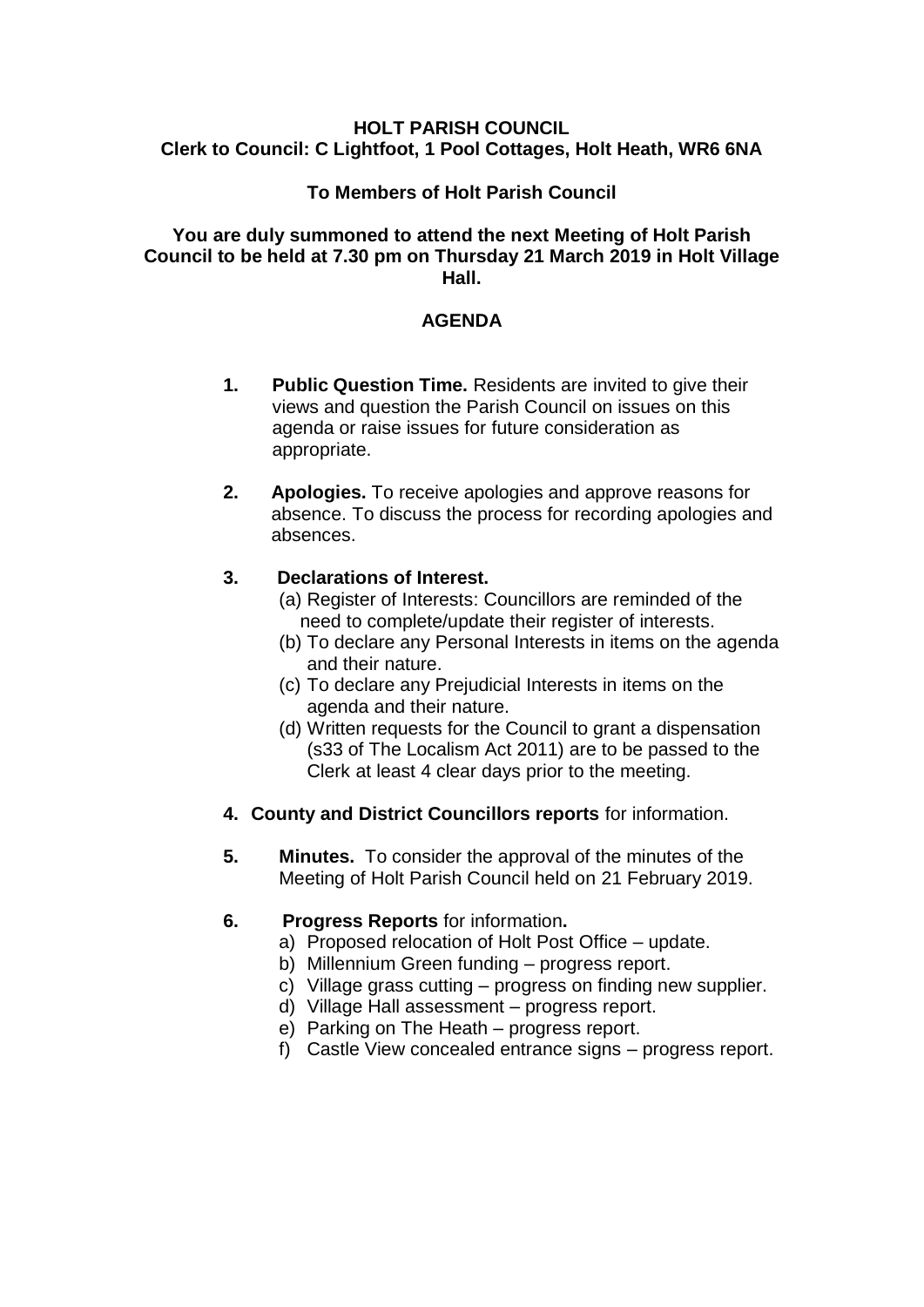**HOLT PARISH COUNCIL**
**Clerk to Council: C Lightfoot, 1 Pool Cottages, Holt Heath, WR6 6NA**

**To Members of Holt Parish Council**

**You are duly summoned to attend the next Meeting of Holt Parish Council to be held at 7.30 pm on Thursday 21 March 2019 in Holt Village Hall.**

## AGENDA

1. **Public Question Time.** Residents are invited to give their views and question the Parish Council on issues on this agenda or raise issues for future consideration as appropriate.

2. **Apologies.** To receive apologies and approve reasons for absence. To discuss the process for recording apologies and absences.

3. **Declarations of Interest.**
   (a) Register of Interests: Councillors are reminded of the need to complete/update their register of interests.
   (b) To declare any Personal Interests in items on the agenda and their nature.
   (c) To declare any Prejudicial Interests in items on the agenda and their nature.
   (d) Written requests for the Council to grant a dispensation (s33 of The Localism Act 2011) are to be passed to the Clerk at least 4 clear days prior to the meeting.

4. **County and District Councillors reports** for information.

5. **Minutes.** To consider the approval of the minutes of the Meeting of Holt Parish Council held on 21 February 2019.

6. **Progress Reports** for information**.**
   a) Proposed relocation of Holt Post Office – update.
   b) Millennium Green funding – progress report.
   c) Village grass cutting – progress on finding new supplier.
   d) Village Hall assessment – progress report.
   e) Parking on The Heath – progress report.
   f) Castle View concealed entrance signs – progress report.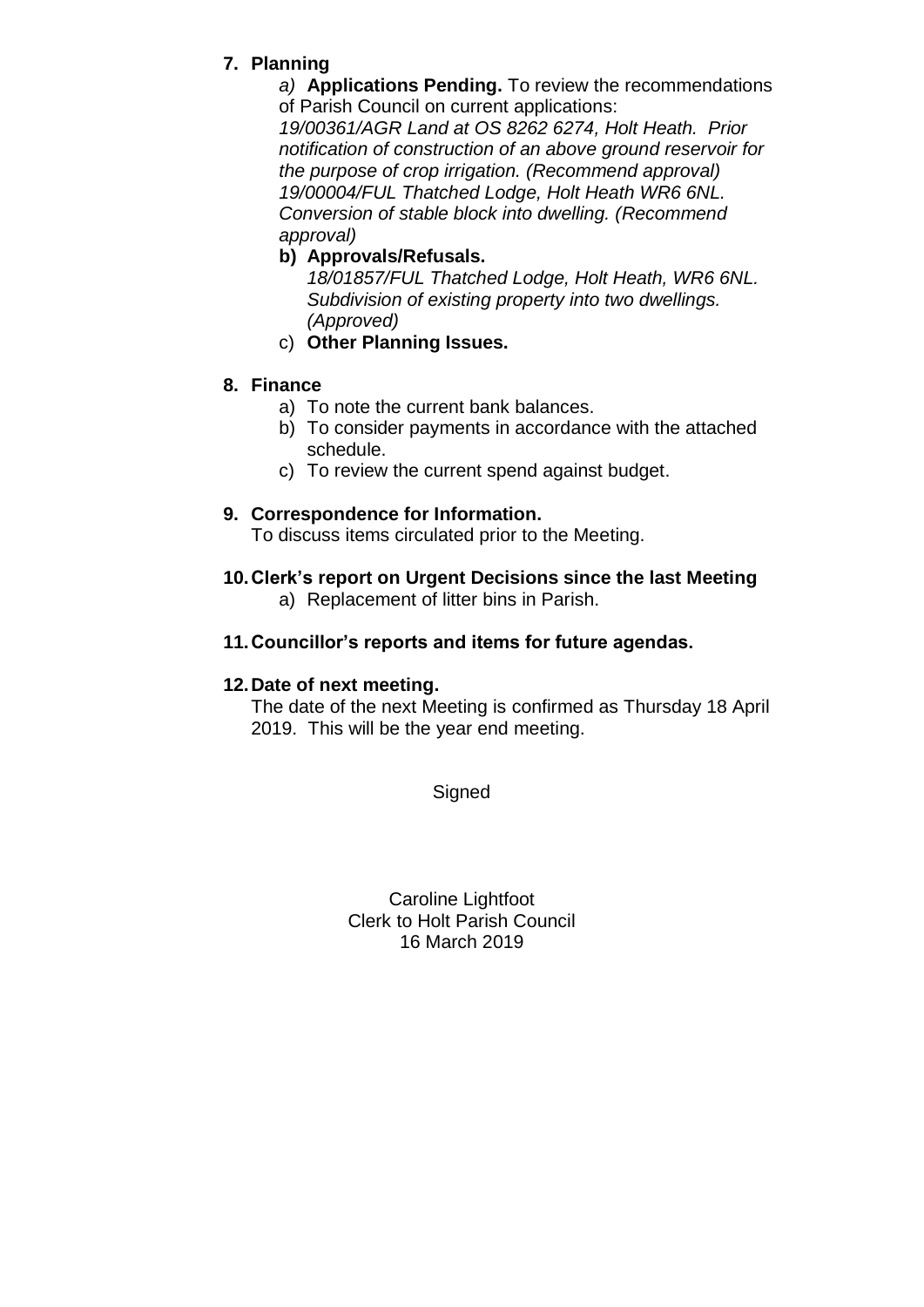**7. Planning**

*a)* **Applications Pending.** To review the recommendations of Parish Council on current applications:

*19/00361/AGR Land at OS 8262 6274, Holt Heath. Prior notification of construction of an above ground reservoir for the purpose of crop irrigation. (Recommend approval)*
*19/00004/FUL Thatched Lodge, Holt Heath WR6 6NL. Conversion of stable block into dwelling. (Recommend approval)*

**b) Approvals/Refusals.**

*18/01857/FUL Thatched Lodge, Holt Heath, WR6 6NL. Subdivision of existing property into two dwellings. (Approved)*

c) **Other Planning Issues.**

**8. Finance**

a) To note the current bank balances.
b) To consider payments in accordance with the attached schedule.
c) To review the current spend against budget.

**9. Correspondence for Information.**

To discuss items circulated prior to the Meeting.

**10. Clerk's report on Urgent Decisions since the last Meeting**

a) Replacement of litter bins in Parish.

**11. Councillor's reports and items for future agendas.**

**12. Date of next meeting.**

The date of the next Meeting is confirmed as Thursday 18 April 2019. This will be the year end meeting.

Signed

Caroline Lightfoot
Clerk to Holt Parish Council
16 March 2019